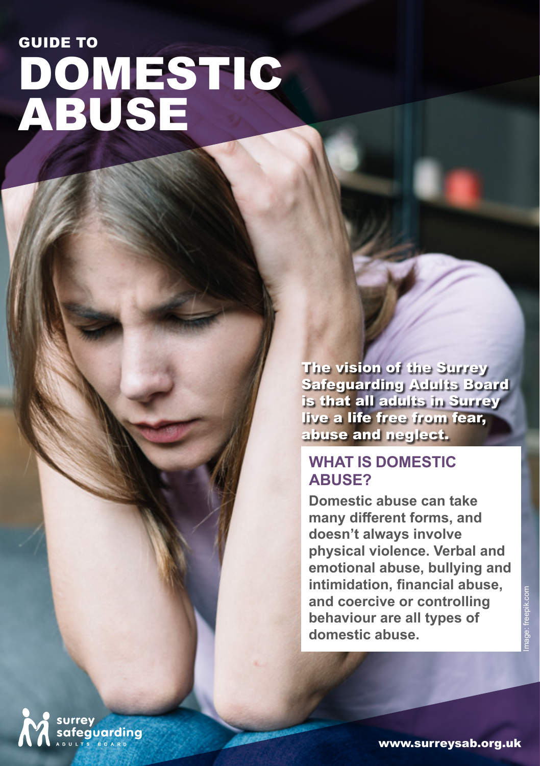GUIDE TO

# DOMESTIC ABUSE

**The vision of the Surrey Safeguarding Adults Board is that all adults in Surrey live a life free from fear, abuse and neglect.**

## WHAT IS DOMESTIC ABUSE?

**Domestic abuse can take many different forms, and doesn't always involve physical violence. Verbal and emotional abuse, bullying and intimidation, financial abuse, and coercive or controlling behaviour are all types of domestic abuse.**

Image: freepik.com

surrey safeguarding ADULTS BOARD

www.surreysab.org.uk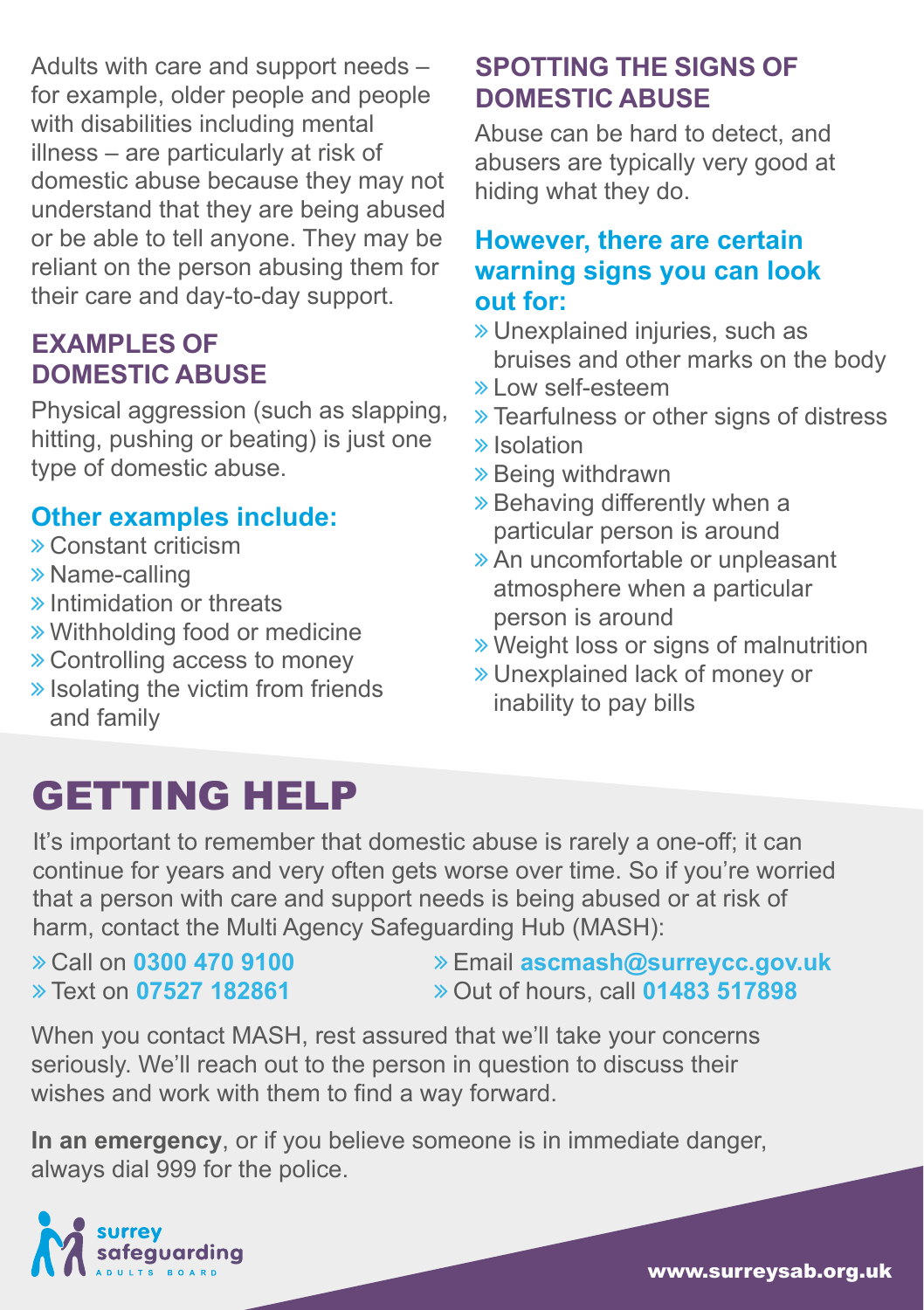Adults with care and support needs – for example, older people and people with disabilities including mental illness – are particularly at risk of domestic abuse because they may not understand that they are being abused or be able to tell anyone. They may be reliant on the person abusing them for their care and day-to-day support.

## EXAMPLES OF DOMESTIC ABUSE

Physical aggression (such as slapping, hitting, pushing or beating) is just one type of domestic abuse.

### Other examples include:

- Constant criticism
- Name-calling
- Intimidation or threats
- Withholding food or medicine
- Controlling access to money
- Isolating the victim from friends and family

## SPOTTING THE SIGNS OF DOMESTIC ABUSE

Abuse can be hard to detect, and abusers are typically very good at hiding what they do.

### However, there are certain warning signs you can look out for:

- Unexplained injuries, such as bruises and other marks on the body
- Low self-esteem
- Tearfulness or other signs of distress
- Isolation
- Being withdrawn
- Behaving differently when a particular person is around
- An uncomfortable or unpleasant atmosphere when a particular person is around
- Weight loss or signs of malnutrition
- Unexplained lack of money or inability to pay bills

# GETTING HELP

It's important to remember that domestic abuse is rarely a one-off; it can continue for years and very often gets worse over time. So if you're worried that a person with care and support needs is being abused or at risk of harm, contact the Multi Agency Safeguarding Hub (MASH):

- Call on **0300 470 9100**
- Text on **07527 182861**
- Email **ascmash@surreycc.gov.uk**
- Out of hours, call **01483 517898**

When you contact MASH, rest assured that we'll take your concerns seriously. We'll reach out to the person in question to discuss their wishes and work with them to find a way forward.

**In an emergency**, or if you believe someone is in immediate danger, always dial 999 for the police.

surrey safeguarding ADULTS BOARD

www.surreysab.org.uk